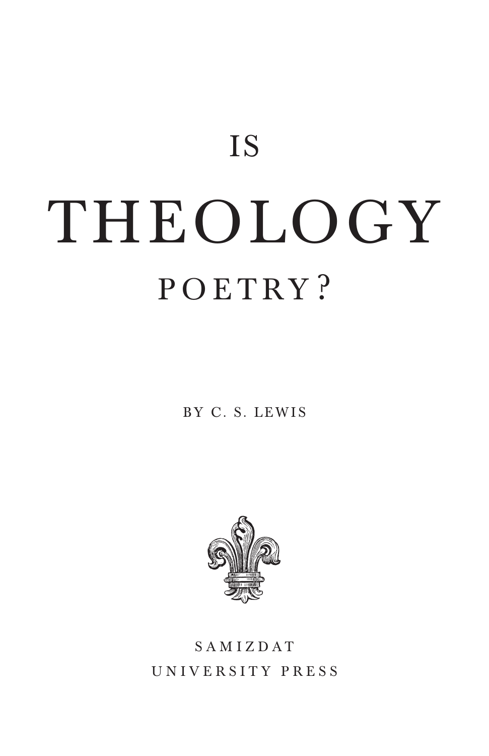# IS THEOLOGY POETRY?

BY C. S. LEWIS

SAMIZDAT
UNIVERSITY PRESS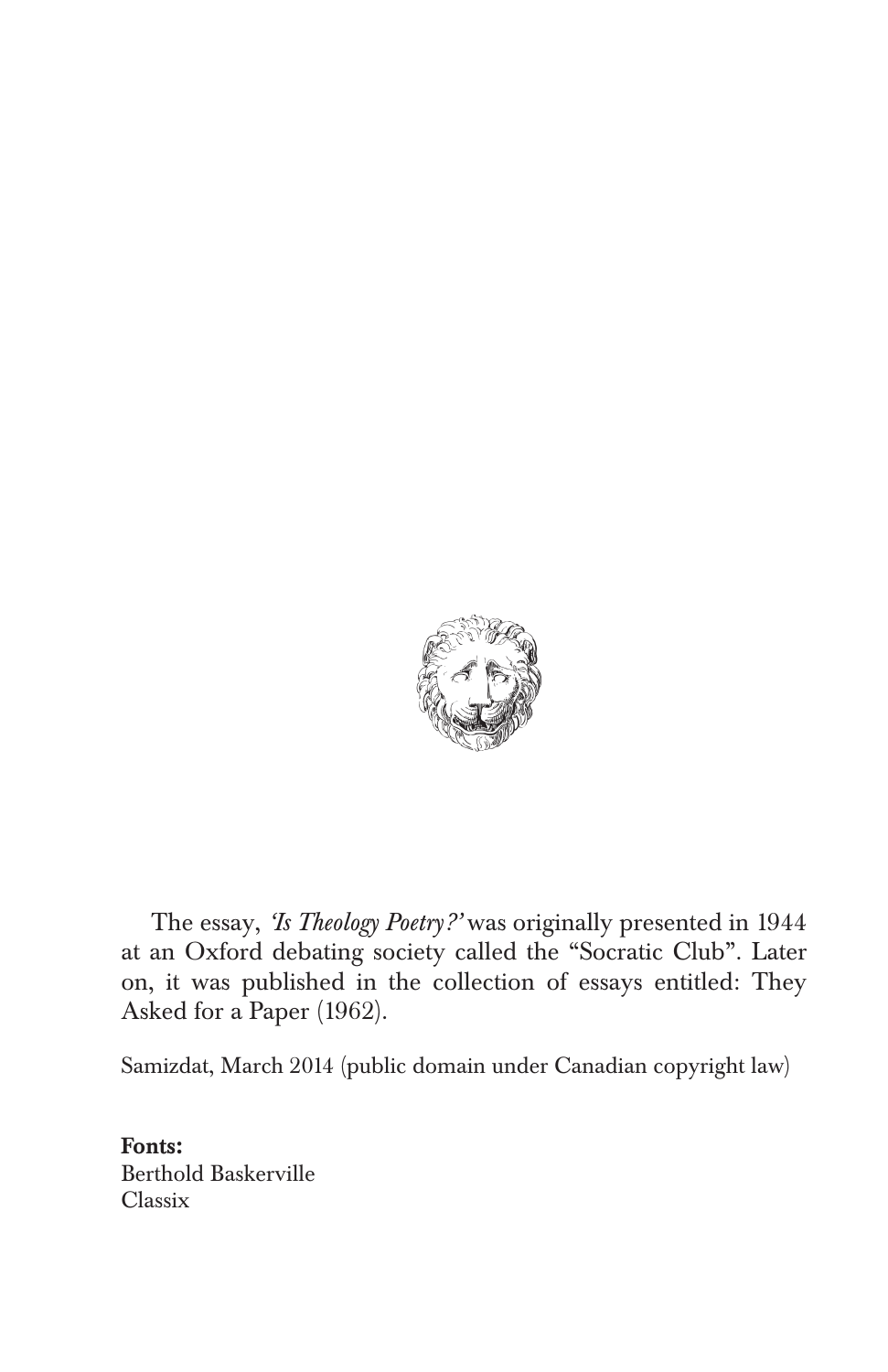The essay, *'Is Theology Poetry?'* was originally presented in 1944 at an Oxford debating society called the "Socratic Club". Later on, it was published in the collection of essays entitled: They Asked for a Paper (1962).

Samizdat, March 2014 (public domain under Canadian copyright law)

**Fonts:**
Berthold Baskerville
Classix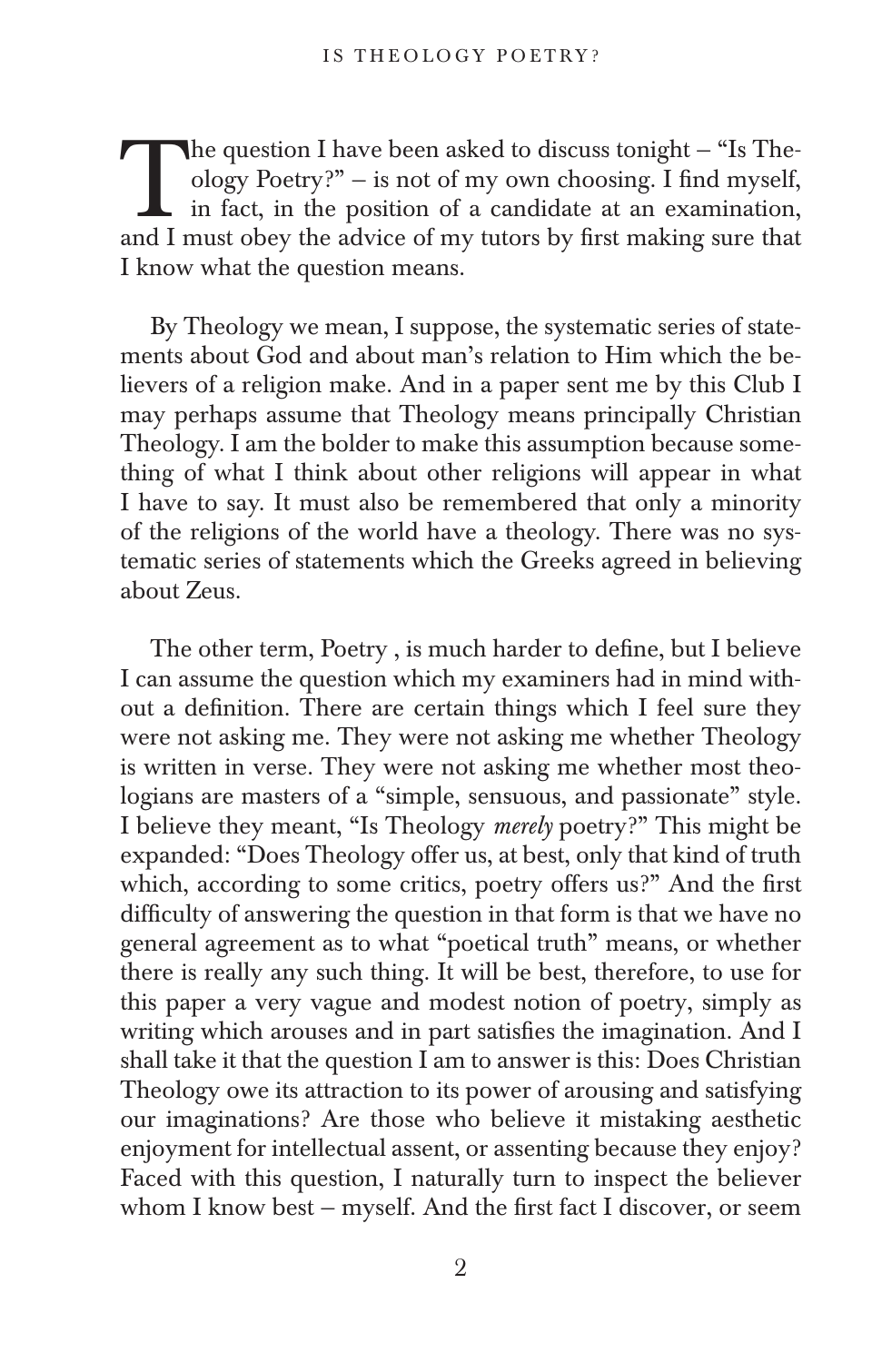The question I have been asked to discuss tonight – "Is Theology Poetry?" – is not of my own choosing. I find myself, in fact, in the position of a candidate at an examination, and I must obey the advice of my tutors by first making sure that I know what the question means.

By Theology we mean, I suppose, the systematic series of statements about God and about man's relation to Him which the believers of a religion make. And in a paper sent me by this Club I may perhaps assume that Theology means principally Christian Theology. I am the bolder to make this assumption because something of what I think about other religions will appear in what I have to say. It must also be remembered that only a minority of the religions of the world have a theology. There was no systematic series of statements which the Greeks agreed in believing about Zeus.

The other term, Poetry , is much harder to define, but I believe I can assume the question which my examiners had in mind without a definition. There are certain things which I feel sure they were not asking me. They were not asking me whether Theology is written in verse. They were not asking me whether most theologians are masters of a "simple, sensuous, and passionate" style. I believe they meant, "Is Theology *merely* poetry?" This might be expanded: "Does Theology offer us, at best, only that kind of truth which, according to some critics, poetry offers us?" And the first difficulty of answering the question in that form is that we have no general agreement as to what "poetical truth" means, or whether there is really any such thing. It will be best, therefore, to use for this paper a very vague and modest notion of poetry, simply as writing which arouses and in part satisfies the imagination. And I shall take it that the question I am to answer is this: Does Christian Theology owe its attraction to its power of arousing and satisfying our imaginations? Are those who believe it mistaking aesthetic enjoyment for intellectual assent, or assenting because they enjoy? Faced with this question, I naturally turn to inspect the believer whom I know best – myself. And the first fact I discover, or seem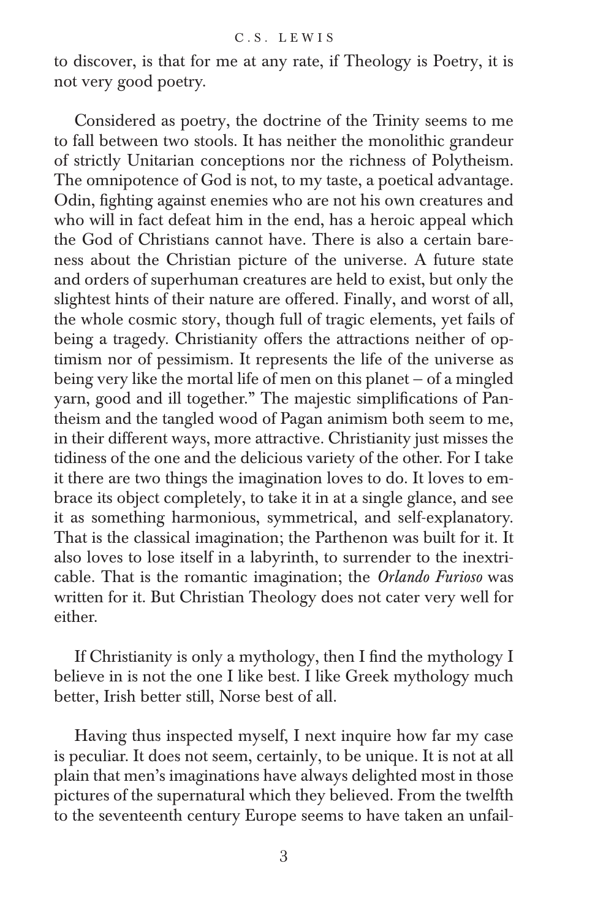to discover, is that for me at any rate, if Theology is Poetry, it is not very good poetry.

Considered as poetry, the doctrine of the Trinity seems to me to fall between two stools. It has neither the monolithic grandeur of strictly Unitarian conceptions nor the richness of Polytheism. The omnipotence of God is not, to my taste, a poetical advantage. Odin, fighting against enemies who are not his own creatures and who will in fact defeat him in the end, has a heroic appeal which the God of Christians cannot have. There is also a certain bareness about the Christian picture of the universe. A future state and orders of superhuman creatures are held to exist, but only the slightest hints of their nature are offered. Finally, and worst of all, the whole cosmic story, though full of tragic elements, yet fails of being a tragedy. Christianity offers the attractions neither of optimism nor of pessimism. It represents the life of the universe as being very like the mortal life of men on this planet – of a mingled yarn, good and ill together." The majestic simplifications of Pantheism and the tangled wood of Pagan animism both seem to me, in their different ways, more attractive. Christianity just misses the tidiness of the one and the delicious variety of the other. For I take it there are two things the imagination loves to do. It loves to embrace its object completely, to take it in at a single glance, and see it as something harmonious, symmetrical, and self-explanatory. That is the classical imagination; the Parthenon was built for it. It also loves to lose itself in a labyrinth, to surrender to the inextricable. That is the romantic imagination; the *Orlando Furioso* was written for it. But Christian Theology does not cater very well for either.

If Christianity is only a mythology, then I find the mythology I believe in is not the one I like best. I like Greek mythology much better, Irish better still, Norse best of all.

Having thus inspected myself, I next inquire how far my case is peculiar. It does not seem, certainly, to be unique. It is not at all plain that men's imaginations have always delighted most in those pictures of the supernatural which they believed. From the twelfth to the seventeenth century Europe seems to have taken an unfail-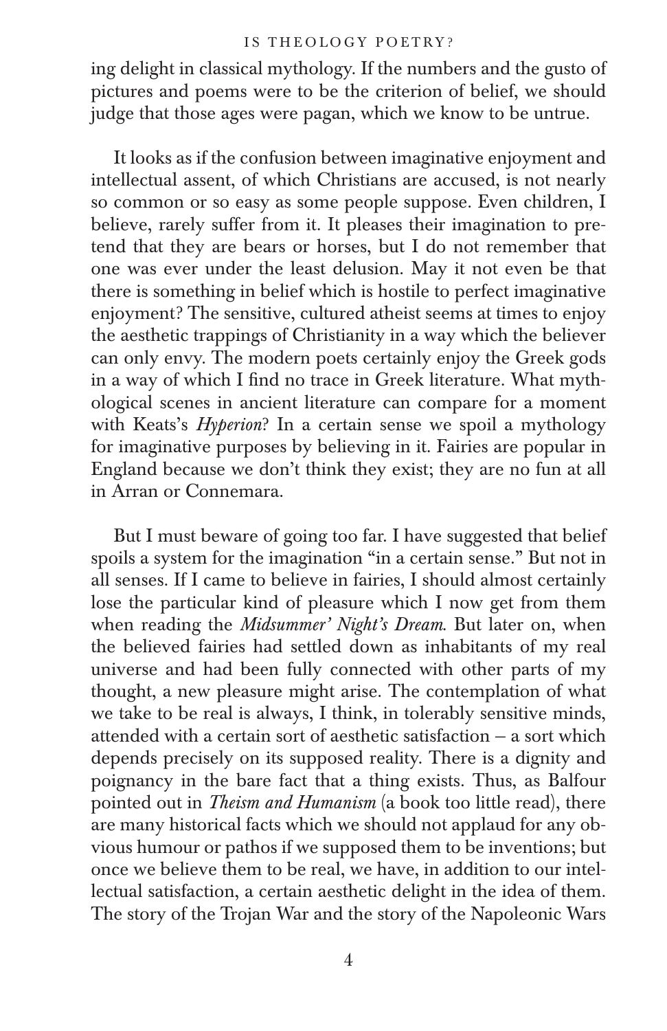ing delight in classical mythology. If the numbers and the gusto of pictures and poems were to be the criterion of belief, we should judge that those ages were pagan, which we know to be untrue.

It looks as if the confusion between imaginative enjoyment and intellectual assent, of which Christians are accused, is not nearly so common or so easy as some people suppose. Even children, I believe, rarely suffer from it. It pleases their imagination to pretend that they are bears or horses, but I do not remember that one was ever under the least delusion. May it not even be that there is something in belief which is hostile to perfect imaginative enjoyment? The sensitive, cultured atheist seems at times to enjoy the aesthetic trappings of Christianity in a way which the believer can only envy. The modern poets certainly enjoy the Greek gods in a way of which I find no trace in Greek literature. What mythological scenes in ancient literature can compare for a moment with Keats's *Hyperion*? In a certain sense we spoil a mythology for imaginative purposes by believing in it. Fairies are popular in England because we don't think they exist; they are no fun at all in Arran or Connemara.

But I must beware of going too far. I have suggested that belief spoils a system for the imagination "in a certain sense." But not in all senses. If I came to believe in fairies, I should almost certainly lose the particular kind of pleasure which I now get from them when reading the *Midsummer' Night's Dream*. But later on, when the believed fairies had settled down as inhabitants of my real universe and had been fully connected with other parts of my thought, a new pleasure might arise. The contemplation of what we take to be real is always, I think, in tolerably sensitive minds, attended with a certain sort of aesthetic satisfaction – a sort which depends precisely on its supposed reality. There is a dignity and poignancy in the bare fact that a thing exists. Thus, as Balfour pointed out in *Theism and Humanism* (a book too little read), there are many historical facts which we should not applaud for any obvious humour or pathos if we supposed them to be inventions; but once we believe them to be real, we have, in addition to our intellectual satisfaction, a certain aesthetic delight in the idea of them. The story of the Trojan War and the story of the Napoleonic Wars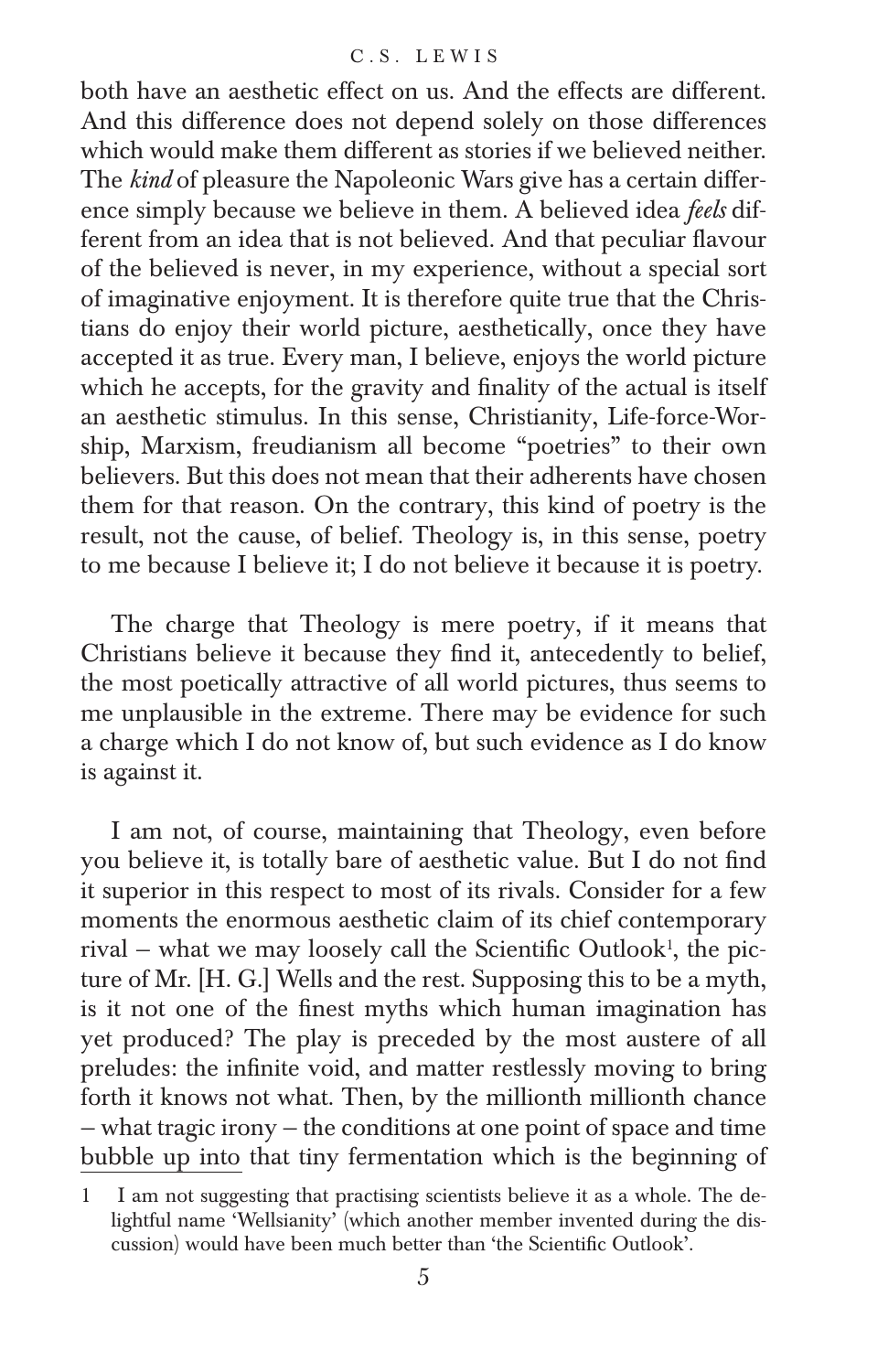both have an aesthetic effect on us. And the effects are different. And this difference does not depend solely on those differences which would make them different as stories if we believed neither. The *kind* of pleasure the Napoleonic Wars give has a certain difference simply because we believe in them. A believed idea *feels* different from an idea that is not believed. And that peculiar flavour of the believed is never, in my experience, without a special sort of imaginative enjoyment. It is therefore quite true that the Christians do enjoy their world picture, aesthetically, once they have accepted it as true. Every man, I believe, enjoys the world picture which he accepts, for the gravity and finality of the actual is itself an aesthetic stimulus. In this sense, Christianity, Life-force-Worship, Marxism, freudianism all become "poetries" to their own believers. But this does not mean that their adherents have chosen them for that reason. On the contrary, this kind of poetry is the result, not the cause, of belief. Theology is, in this sense, poetry to me because I believe it; I do not believe it because it is poetry.

The charge that Theology is mere poetry, if it means that Christians believe it because they find it, antecedently to belief, the most poetically attractive of all world pictures, thus seems to me unplausible in the extreme. There may be evidence for such a charge which I do not know of, but such evidence as I do know is against it.

I am not, of course, maintaining that Theology, even before you believe it, is totally bare of aesthetic value. But I do not find it superior in this respect to most of its rivals. Consider for a few moments the enormous aesthetic claim of its chief contemporary rival – what we may loosely call the Scientific Outlook[1], the picture of Mr. [H. G.] Wells and the rest. Supposing this to be a myth, is it not one of the finest myths which human imagination has yet produced? The play is preceded by the most austere of all preludes: the infinite void, and matter restlessly moving to bring forth it knows not what. Then, by the millionth millionth chance – what tragic irony – the conditions at one point of space and time bubble up into that tiny fermentation which is the beginning of

1 I am not suggesting that practising scientists believe it as a whole. The delightful name 'Wellsianity' (which another member invented during the discussion) would have been much better than 'the Scientific Outlook'.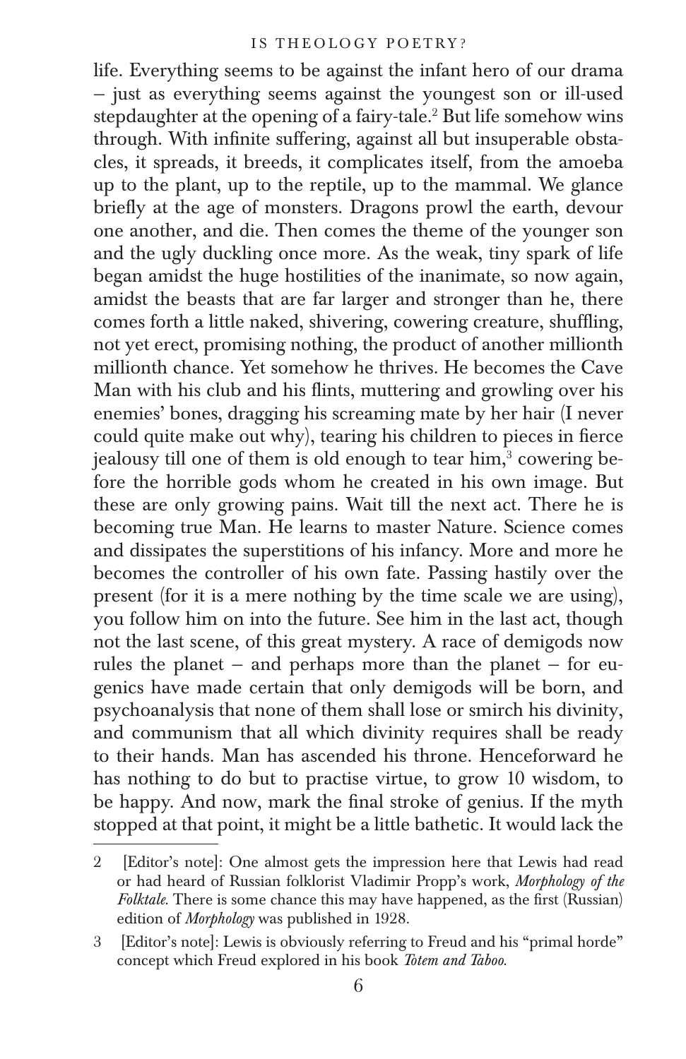life. Everything seems to be against the infant hero of our drama – just as everything seems against the youngest son or ill-used stepdaughter at the opening of a fairy-tale.[2] But life somehow wins through. With infinite suffering, against all but insuperable obstacles, it spreads, it breeds, it complicates itself, from the amoeba up to the plant, up to the reptile, up to the mammal. We glance briefly at the age of monsters. Dragons prowl the earth, devour one another, and die. Then comes the theme of the younger son and the ugly duckling once more. As the weak, tiny spark of life began amidst the huge hostilities of the inanimate, so now again, amidst the beasts that are far larger and stronger than he, there comes forth a little naked, shivering, cowering creature, shuffling, not yet erect, promising nothing, the product of another millionth millionth chance. Yet somehow he thrives. He becomes the Cave Man with his club and his flints, muttering and growling over his enemies' bones, dragging his screaming mate by her hair (I never could quite make out why), tearing his children to pieces in fierce jealousy till one of them is old enough to tear him,[3] cowering before the horrible gods whom he created in his own image. But these are only growing pains. Wait till the next act. There he is becoming true Man. He learns to master Nature. Science comes and dissipates the superstitions of his infancy. More and more he becomes the controller of his own fate. Passing hastily over the present (for it is a mere nothing by the time scale we are using), you follow him on into the future. See him in the last act, though not the last scene, of this great mystery. A race of demigods now rules the planet – and perhaps more than the planet – for eugenics have made certain that only demigods will be born, and psychoanalysis that none of them shall lose or smirch his divinity, and communism that all which divinity requires shall be ready to their hands. Man has ascended his throne. Henceforward he has nothing to do but to practise virtue, to grow 10 wisdom, to be happy. And now, mark the final stroke of genius. If the myth stopped at that point, it might be a little bathetic. It would lack the

---

2 [Editor's note]: One almost gets the impression here that Lewis had read or had heard of Russian folklorist Vladimir Propp's work, *Morphology of the Folktale*. There is some chance this may have happened, as the first (Russian) edition of *Morphology* was published in 1928.

3 [Editor's note]: Lewis is obviously referring to Freud and his "primal horde" concept which Freud explored in his book *Totem and Taboo*.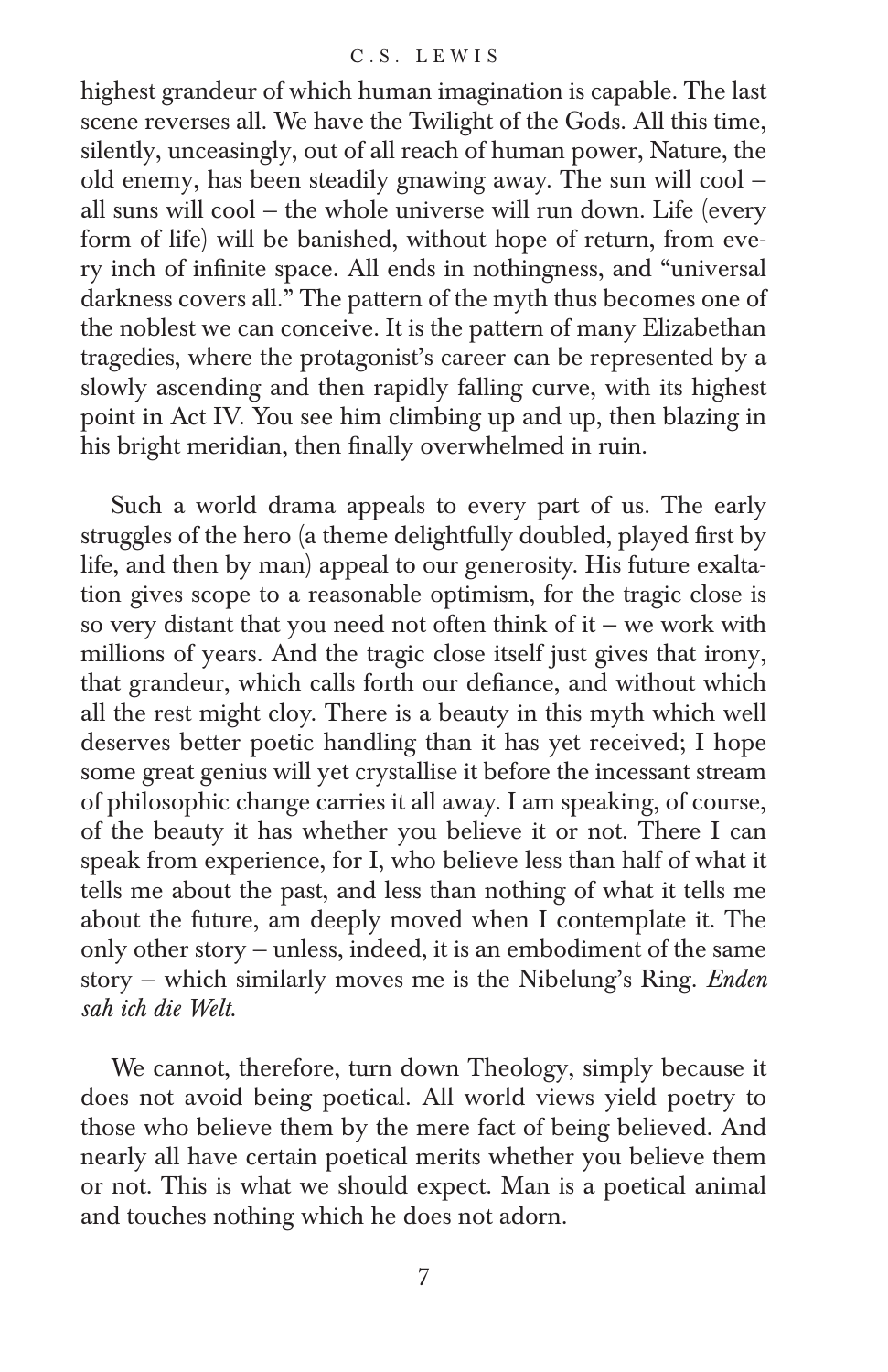highest grandeur of which human imagination is capable. The last scene reverses all. We have the Twilight of the Gods. All this time, silently, unceasingly, out of all reach of human power, Nature, the old enemy, has been steadily gnawing away. The sun will cool – all suns will cool – the whole universe will run down. Life (every form of life) will be banished, without hope of return, from every inch of infinite space. All ends in nothingness, and "universal darkness covers all." The pattern of the myth thus becomes one of the noblest we can conceive. It is the pattern of many Elizabethan tragedies, where the protagonist's career can be represented by a slowly ascending and then rapidly falling curve, with its highest point in Act IV. You see him climbing up and up, then blazing in his bright meridian, then finally overwhelmed in ruin.

Such a world drama appeals to every part of us. The early struggles of the hero (a theme delightfully doubled, played first by life, and then by man) appeal to our generosity. His future exaltation gives scope to a reasonable optimism, for the tragic close is so very distant that you need not often think of it – we work with millions of years. And the tragic close itself just gives that irony, that grandeur, which calls forth our defiance, and without which all the rest might cloy. There is a beauty in this myth which well deserves better poetic handling than it has yet received; I hope some great genius will yet crystallise it before the incessant stream of philosophic change carries it all away. I am speaking, of course, of the beauty it has whether you believe it or not. There I can speak from experience, for I, who believe less than half of what it tells me about the past, and less than nothing of what it tells me about the future, am deeply moved when I contemplate it. The only other story – unless, indeed, it is an embodiment of the same story – which similarly moves me is the Nibelung's Ring. *Enden sah ich die Welt.*

We cannot, therefore, turn down Theology, simply because it does not avoid being poetical. All world views yield poetry to those who believe them by the mere fact of being believed. And nearly all have certain poetical merits whether you believe them or not. This is what we should expect. Man is a poetical animal and touches nothing which he does not adorn.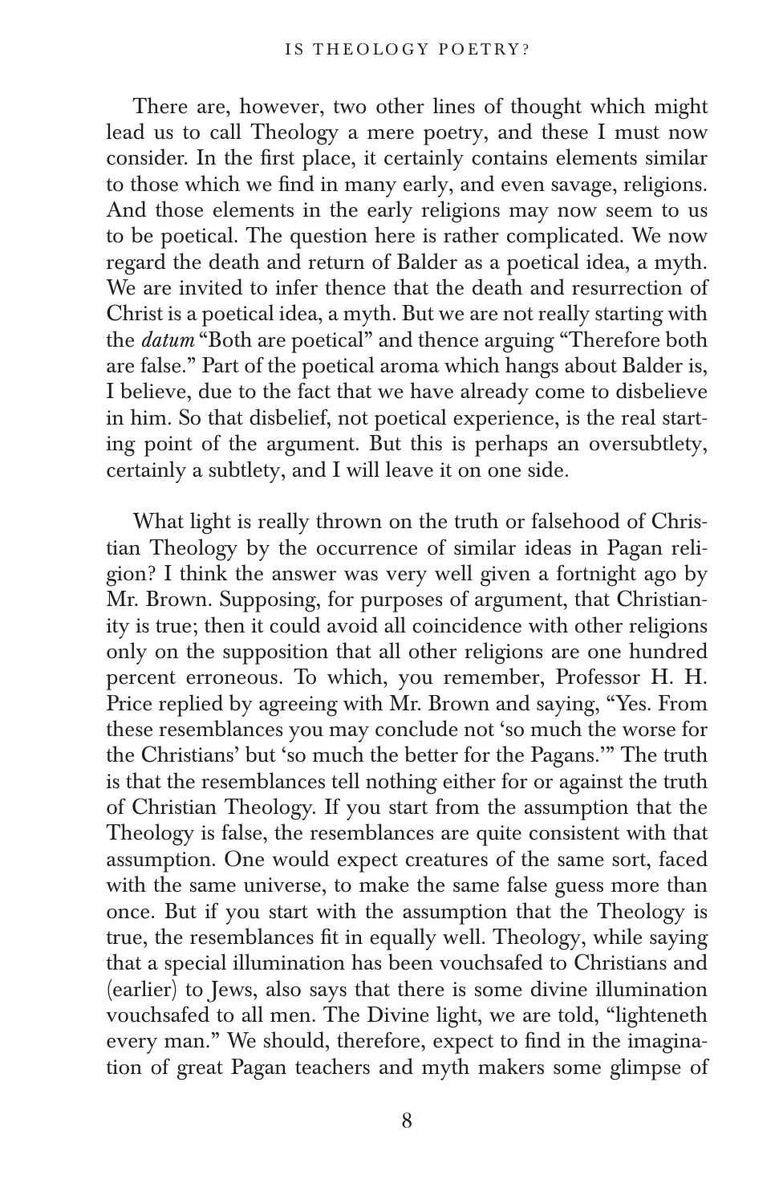There are, however, two other lines of thought which might lead us to call Theology a mere poetry, and these I must now consider. In the first place, it certainly contains elements similar to those which we find in many early, and even savage, religions. And those elements in the early religions may now seem to us to be poetical. The question here is rather complicated. We now regard the death and return of Balder as a poetical idea, a myth. We are invited to infer thence that the death and resurrection of Christ is a poetical idea, a myth. But we are not really starting with the *datum* "Both are poetical" and thence arguing "Therefore both are false." Part of the poetical aroma which hangs about Balder is, I believe, due to the fact that we have already come to disbelieve in him. So that disbelief, not poetical experience, is the real starting point of the argument. But this is perhaps an oversubtlety, certainly a subtlety, and I will leave it on one side.

What light is really thrown on the truth or falsehood of Christian Theology by the occurrence of similar ideas in Pagan religion? I think the answer was very well given a fortnight ago by Mr. Brown. Supposing, for purposes of argument, that Christianity is true; then it could avoid all coincidence with other religions only on the supposition that all other religions are one hundred percent erroneous. To which, you remember, Professor H. H. Price replied by agreeing with Mr. Brown and saying, "Yes. From these resemblances you may conclude not 'so much the worse for the Christians' but 'so much the better for the Pagans.'" The truth is that the resemblances tell nothing either for or against the truth of Christian Theology. If you start from the assumption that the Theology is false, the resemblances are quite consistent with that assumption. One would expect creatures of the same sort, faced with the same universe, to make the same false guess more than once. But if you start with the assumption that the Theology is true, the resemblances fit in equally well. Theology, while saying that a special illumination has been vouchsafed to Christians and (earlier) to Jews, also says that there is some divine illumination vouchsafed to all men. The Divine light, we are told, "lighteneth every man." We should, therefore, expect to find in the imagination of great Pagan teachers and myth makers some glimpse of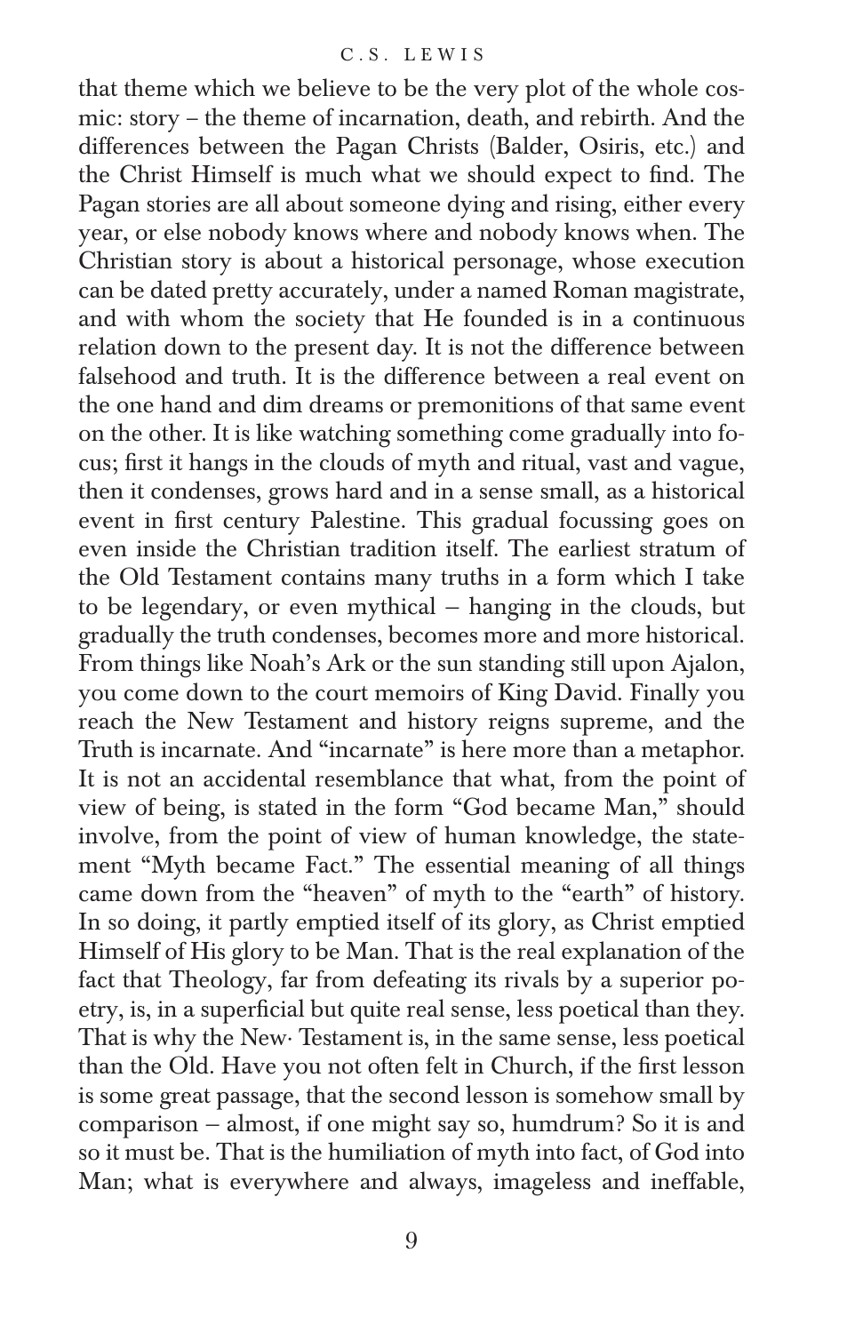that theme which we believe to be the very plot of the whole cosmic: story – the theme of incarnation, death, and rebirth. And the differences between the Pagan Christs (Balder, Osiris, etc.) and the Christ Himself is much what we should expect to find. The Pagan stories are all about someone dying and rising, either every year, or else nobody knows where and nobody knows when. The Christian story is about a historical personage, whose execution can be dated pretty accurately, under a named Roman magistrate, and with whom the society that He founded is in a continuous relation down to the present day. It is not the difference between falsehood and truth. It is the difference between a real event on the one hand and dim dreams or premonitions of that same event on the other. It is like watching something come gradually into focus; first it hangs in the clouds of myth and ritual, vast and vague, then it condenses, grows hard and in a sense small, as a historical event in first century Palestine. This gradual focussing goes on even inside the Christian tradition itself. The earliest stratum of the Old Testament contains many truths in a form which I take to be legendary, or even mythical – hanging in the clouds, but gradually the truth condenses, becomes more and more historical. From things like Noah's Ark or the sun standing still upon Ajalon, you come down to the court memoirs of King David. Finally you reach the New Testament and history reigns supreme, and the Truth is incarnate. And "incarnate" is here more than a metaphor. It is not an accidental resemblance that what, from the point of view of being, is stated in the form "God became Man," should involve, from the point of view of human knowledge, the statement "Myth became Fact." The essential meaning of all things came down from the "heaven" of myth to the "earth" of history. In so doing, it partly emptied itself of its glory, as Christ emptied Himself of His glory to be Man. That is the real explanation of the fact that Theology, far from defeating its rivals by a superior poetry, is, in a superficial but quite real sense, less poetical than they. That is why the New· Testament is, in the same sense, less poetical than the Old. Have you not often felt in Church, if the first lesson is some great passage, that the second lesson is somehow small by comparison – almost, if one might say so, humdrum? So it is and so it must be. That is the humiliation of myth into fact, of God into Man; what is everywhere and always, imageless and ineffable,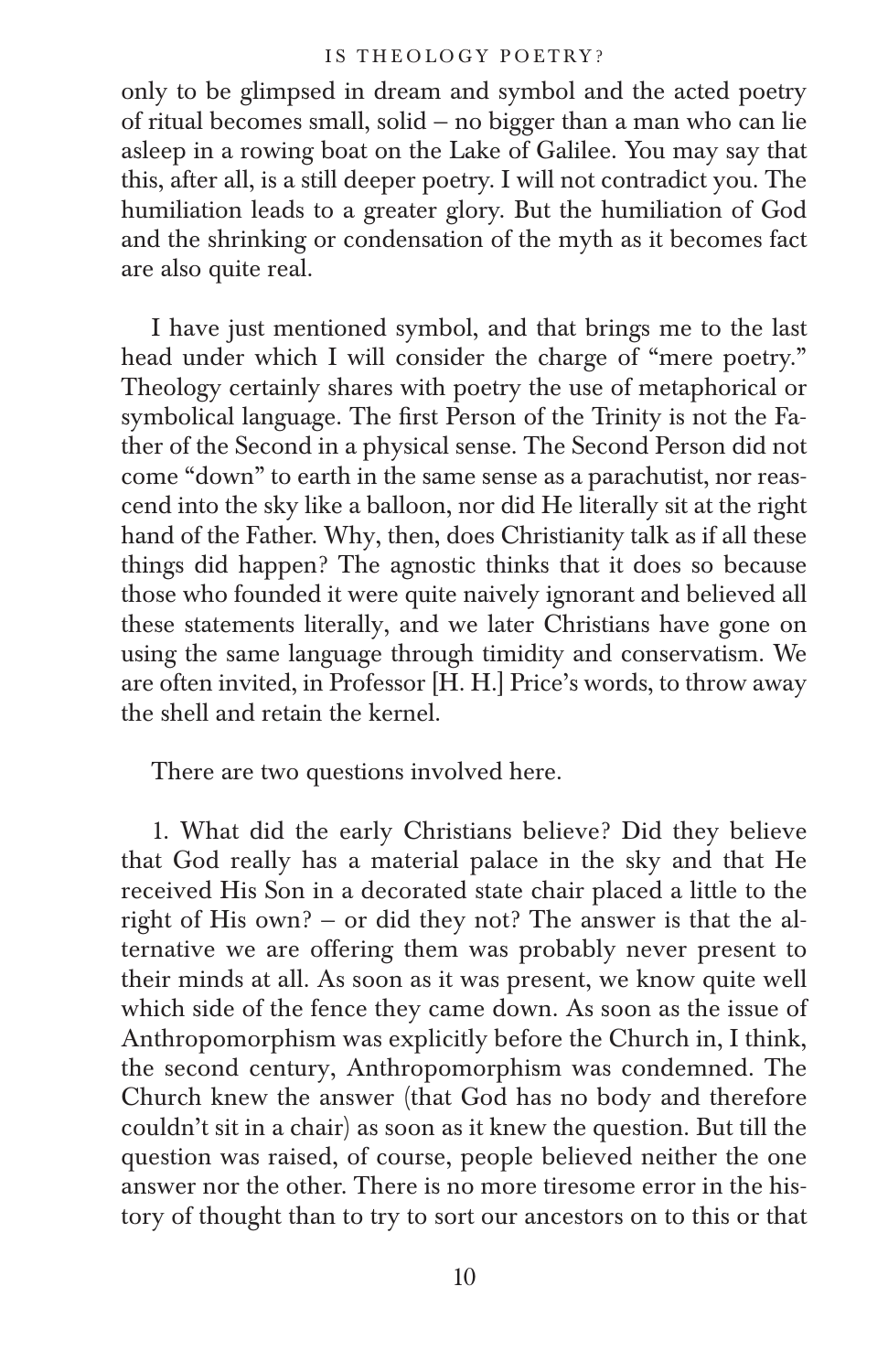only to be glimpsed in dream and symbol and the acted poetry of ritual becomes small, solid – no bigger than a man who can lie asleep in a rowing boat on the Lake of Galilee. You may say that this, after all, is a still deeper poetry. I will not contradict you. The humiliation leads to a greater glory. But the humiliation of God and the shrinking or condensation of the myth as it becomes fact are also quite real.

I have just mentioned symbol, and that brings me to the last head under which I will consider the charge of "mere poetry." Theology certainly shares with poetry the use of metaphorical or symbolical language. The first Person of the Trinity is not the Father of the Second in a physical sense. The Second Person did not come "down" to earth in the same sense as a parachutist, nor reascend into the sky like a balloon, nor did He literally sit at the right hand of the Father. Why, then, does Christianity talk as if all these things did happen? The agnostic thinks that it does so because those who founded it were quite naively ignorant and believed all these statements literally, and we later Christians have gone on using the same language through timidity and conservatism. We are often invited, in Professor [H. H.] Price's words, to throw away the shell and retain the kernel.

There are two questions involved here.

1. What did the early Christians believe? Did they believe that God really has a material palace in the sky and that He received His Son in a decorated state chair placed a little to the right of His own? – or did they not? The answer is that the alternative we are offering them was probably never present to their minds at all. As soon as it was present, we know quite well which side of the fence they came down. As soon as the issue of Anthropomorphism was explicitly before the Church in, I think, the second century, Anthropomorphism was condemned. The Church knew the answer (that God has no body and therefore couldn't sit in a chair) as soon as it knew the question. But till the question was raised, of course, people believed neither the one answer nor the other. There is no more tiresome error in the history of thought than to try to sort our ancestors on to this or that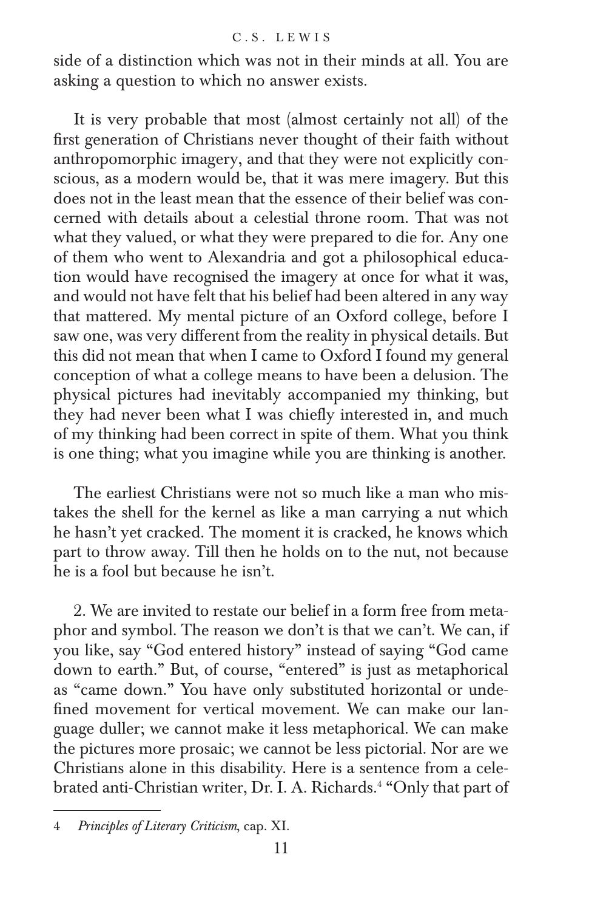side of a distinction which was not in their minds at all. You are asking a question to which no answer exists.

It is very probable that most (almost certainly not all) of the first generation of Christians never thought of their faith without anthropomorphic imagery, and that they were not explicitly conscious, as a modern would be, that it was mere imagery. But this does not in the least mean that the essence of their belief was concerned with details about a celestial throne room. That was not what they valued, or what they were prepared to die for. Any one of them who went to Alexandria and got a philosophical education would have recognised the imagery at once for what it was, and would not have felt that his belief had been altered in any way that mattered. My mental picture of an Oxford college, before I saw one, was very different from the reality in physical details. But this did not mean that when I came to Oxford I found my general conception of what a college means to have been a delusion. The physical pictures had inevitably accompanied my thinking, but they had never been what I was chiefly interested in, and much of my thinking had been correct in spite of them. What you think is one thing; what you imagine while you are thinking is another.

The earliest Christians were not so much like a man who mistakes the shell for the kernel as like a man carrying a nut which he hasn't yet cracked. The moment it is cracked, he knows which part to throw away. Till then he holds on to the nut, not because he is a fool but because he isn't.

2. We are invited to restate our belief in a form free from metaphor and symbol. The reason we don't is that we can't. We can, if you like, say "God entered history" instead of saying "God came down to earth." But, of course, "entered" is just as metaphorical as "came down." You have only substituted horizontal or undefined movement for vertical movement. We can make our language duller; we cannot make it less metaphorical. We can make the pictures more prosaic; we cannot be less pictorial. Nor are we Christians alone in this disability. Here is a sentence from a celebrated anti-Christian writer, Dr. I. A. Richards.[4] "Only that part of

---

4 *Principles of Literary Criticism*, cap. XI.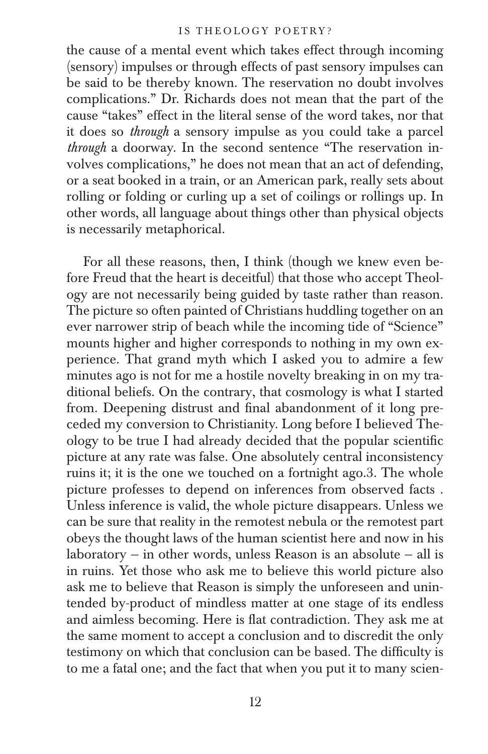the cause of a mental event which takes effect through incoming (sensory) impulses or through effects of past sensory impulses can be said to be thereby known. The reservation no doubt involves complications." Dr. Richards does not mean that the part of the cause "takes" effect in the literal sense of the word takes, nor that it does so *through* a sensory impulse as you could take a parcel *through* a doorway. In the second sentence "The reservation involves complications," he does not mean that an act of defending, or a seat booked in a train, or an American park, really sets about rolling or folding or curling up a set of coilings or rollings up. In other words, all language about things other than physical objects is necessarily metaphorical.

For all these reasons, then, I think (though we knew even before Freud that the heart is deceitful) that those who accept Theology are not necessarily being guided by taste rather than reason. The picture so often painted of Christians huddling together on an ever narrower strip of beach while the incoming tide of "Science" mounts higher and higher corresponds to nothing in my own experience. That grand myth which I asked you to admire a few minutes ago is not for me a hostile novelty breaking in on my traditional beliefs. On the contrary, that cosmology is what I started from. Deepening distrust and final abandonment of it long preceded my conversion to Christianity. Long before I believed Theology to be true I had already decided that the popular scientific picture at any rate was false. One absolutely central inconsistency ruins it; it is the one we touched on a fortnight ago.3. The whole picture professes to depend on inferences from observed facts . Unless inference is valid, the whole picture disappears. Unless we can be sure that reality in the remotest nebula or the remotest part obeys the thought laws of the human scientist here and now in his laboratory – in other words, unless Reason is an absolute – all is in ruins. Yet those who ask me to believe this world picture also ask me to believe that Reason is simply the unforeseen and unintended by-product of mindless matter at one stage of its endless and aimless becoming. Here is flat contradiction. They ask me at the same moment to accept a conclusion and to discredit the only testimony on which that conclusion can be based. The difficulty is to me a fatal one; and the fact that when you put it to many scien-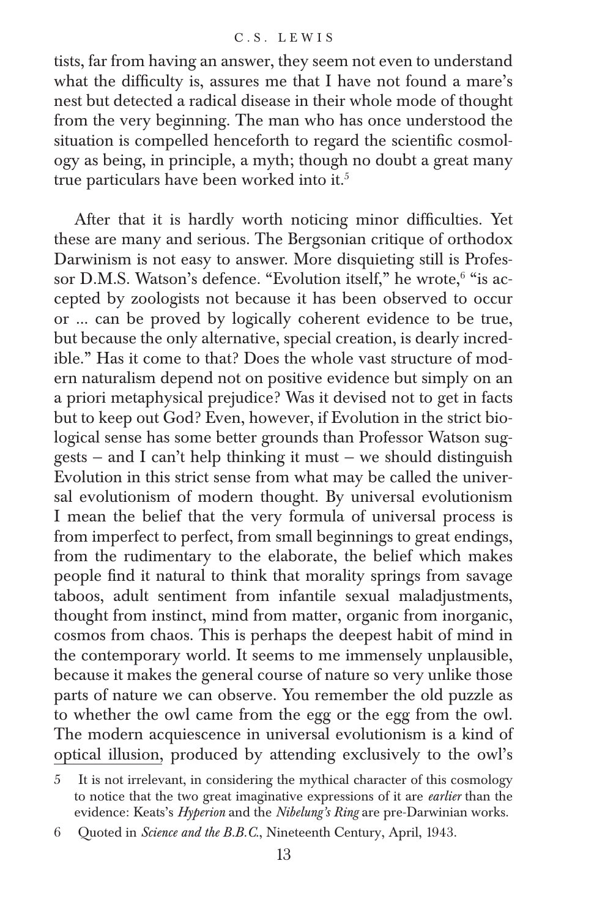tists, far from having an answer, they seem not even to understand what the difficulty is, assures me that I have not found a mare's nest but detected a radical disease in their whole mode of thought from the very beginning. The man who has once understood the situation is compelled henceforth to regard the scientific cosmology as being, in principle, a myth; though no doubt a great many true particulars have been worked into it.[5]

After that it is hardly worth noticing minor difficulties. Yet these are many and serious. The Bergsonian critique of orthodox Darwinism is not easy to answer. More disquieting still is Professor D.M.S. Watson's defence. "Evolution itself," he wrote,[6] "is accepted by zoologists not because it has been observed to occur or ... can be proved by logically coherent evidence to be true, but because the only alternative, special creation, is dearly incredible." Has it come to that? Does the whole vast structure of modern naturalism depend not on positive evidence but simply on an a priori metaphysical prejudice? Was it devised not to get in facts but to keep out God? Even, however, if Evolution in the strict biological sense has some better grounds than Professor Watson suggests – and I can't help thinking it must – we should distinguish Evolution in this strict sense from what may be called the universal evolutionism of modern thought. By universal evolutionism I mean the belief that the very formula of universal process is from imperfect to perfect, from small beginnings to great endings, from the rudimentary to the elaborate, the belief which makes people find it natural to think that morality springs from savage taboos, adult sentiment from infantile sexual maladjustments, thought from instinct, mind from matter, organic from inorganic, cosmos from chaos. This is perhaps the deepest habit of mind in the contemporary world. It seems to me immensely unplausible, because it makes the general course of nature so very unlike those parts of nature we can observe. You remember the old puzzle as to whether the owl came from the egg or the egg from the owl. The modern acquiescence in universal evolutionism is a kind of optical illusion, produced by attending exclusively to the owl's

5 It is not irrelevant, in considering the mythical character of this cosmology to notice that the two great imaginative expressions of it are *earlier* than the evidence: Keats's *Hyperion* and the *Nibelung's Ring* are pre-Darwinian works.

6 Quoted in *Science and the B.B.C.*, Nineteenth Century, April, 1943.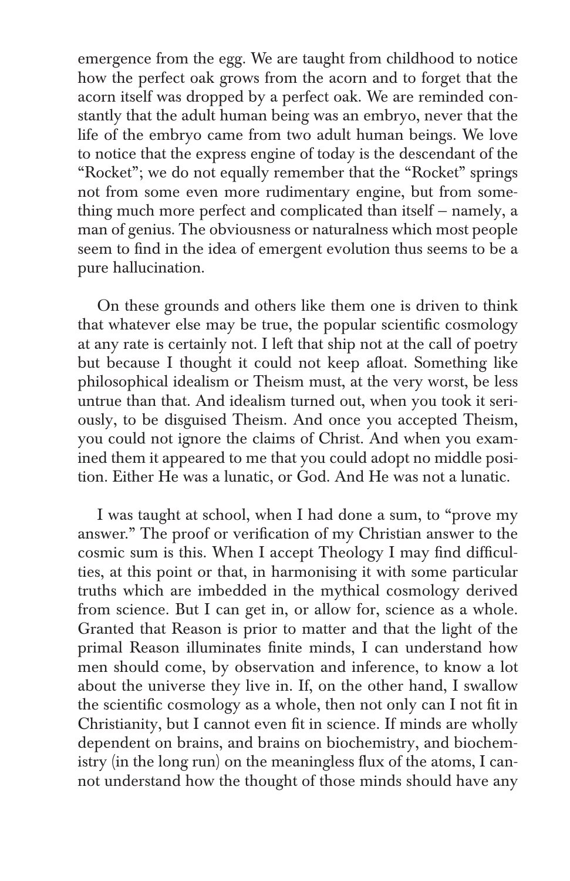emergence from the egg. We are taught from childhood to notice how the perfect oak grows from the acorn and to forget that the acorn itself was dropped by a perfect oak. We are reminded constantly that the adult human being was an embryo, never that the life of the embryo came from two adult human beings. We love to notice that the express engine of today is the descendant of the "Rocket"; we do not equally remember that the "Rocket" springs not from some even more rudimentary engine, but from something much more perfect and complicated than itself – namely, a man of genius. The obviousness or naturalness which most people seem to find in the idea of emergent evolution thus seems to be a pure hallucination.

On these grounds and others like them one is driven to think that whatever else may be true, the popular scientific cosmology at any rate is certainly not. I left that ship not at the call of poetry but because I thought it could not keep afloat. Something like philosophical idealism or Theism must, at the very worst, be less untrue than that. And idealism turned out, when you took it seriously, to be disguised Theism. And once you accepted Theism, you could not ignore the claims of Christ. And when you examined them it appeared to me that you could adopt no middle position. Either He was a lunatic, or God. And He was not a lunatic.

I was taught at school, when I had done a sum, to "prove my answer." The proof or verification of my Christian answer to the cosmic sum is this. When I accept Theology I may find difficulties, at this point or that, in harmonising it with some particular truths which are imbedded in the mythical cosmology derived from science. But I can get in, or allow for, science as a whole. Granted that Reason is prior to matter and that the light of the primal Reason illuminates finite minds, I can understand how men should come, by observation and inference, to know a lot about the universe they live in. If, on the other hand, I swallow the scientific cosmology as a whole, then not only can I not fit in Christianity, but I cannot even fit in science. If minds are wholly dependent on brains, and brains on biochemistry, and biochemistry (in the long run) on the meaningless flux of the atoms, I cannot understand how the thought of those minds should have any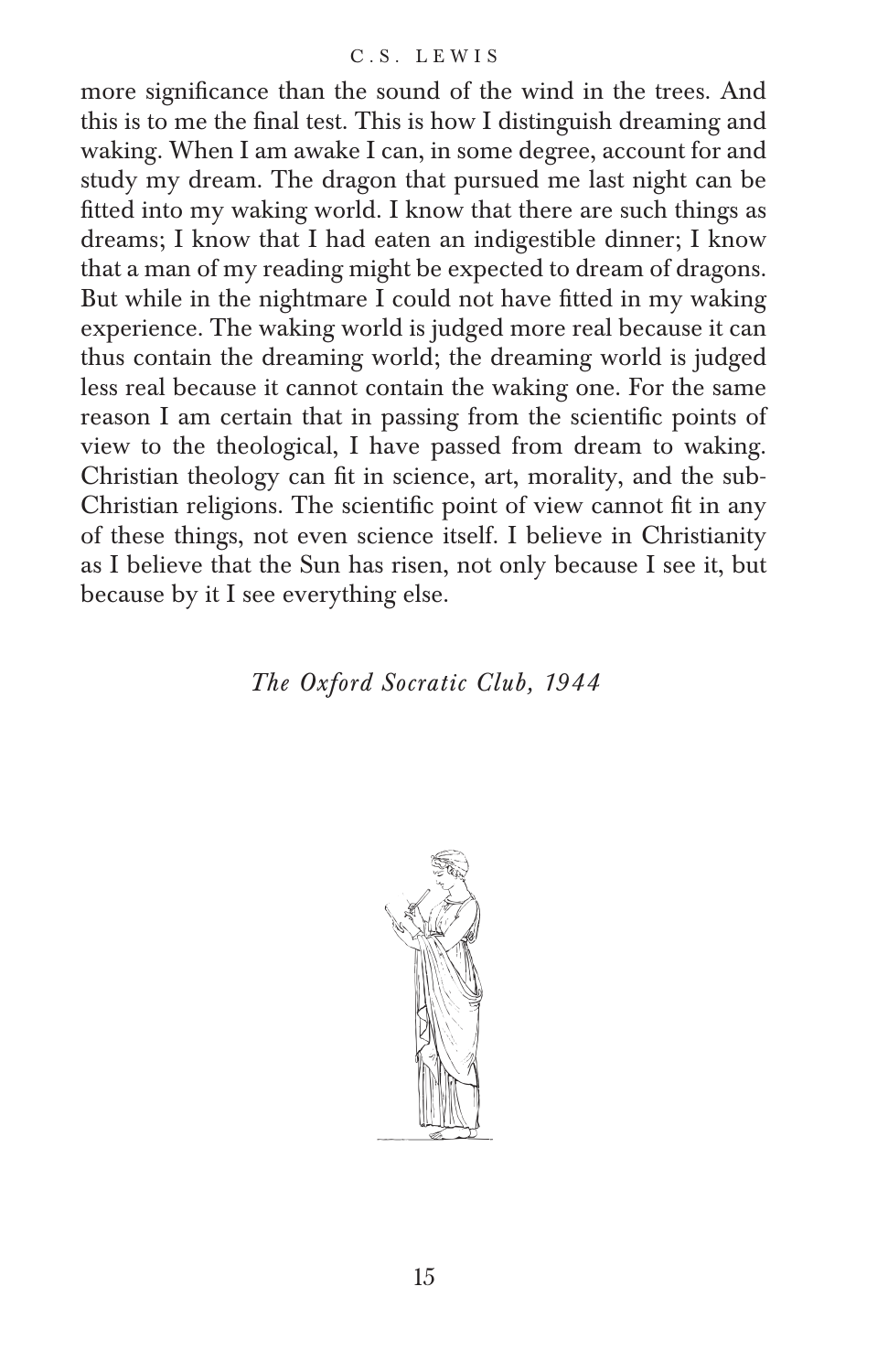more significance than the sound of the wind in the trees. And this is to me the final test. This is how I distinguish dreaming and waking. When I am awake I can, in some degree, account for and study my dream. The dragon that pursued me last night can be fitted into my waking world. I know that there are such things as dreams; I know that I had eaten an indigestible dinner; I know that a man of my reading might be expected to dream of dragons. But while in the nightmare I could not have fitted in my waking experience. The waking world is judged more real because it can thus contain the dreaming world; the dreaming world is judged less real because it cannot contain the waking one. For the same reason I am certain that in passing from the scientific points of view to the theological, I have passed from dream to waking. Christian theology can fit in science, art, morality, and the sub-Christian religions. The scientific point of view cannot fit in any of these things, not even science itself. I believe in Christianity as I believe that the Sun has risen, not only because I see it, but because by it I see everything else.

*The Oxford Socratic Club, 1944*